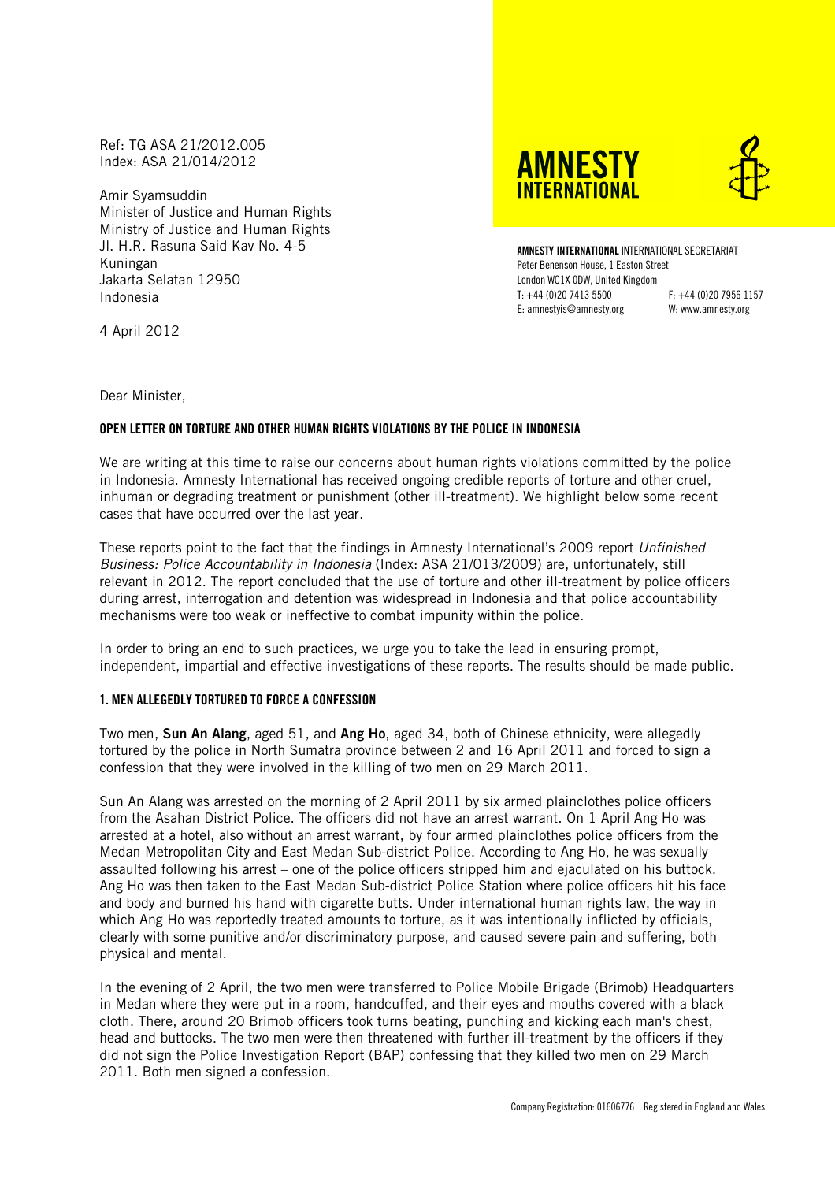Ref: TG ASA 21/2012.005
Index: ASA 21/014/2012

Amir Syamsuddin
Minister of Justice and Human Rights
Ministry of Justice and Human Rights
Jl. H.R. Rasuna Said Kav No. 4-5
Kuningan
Jakarta Selatan 12950
Indonesia

4 April 2012

AMNESTY INTERNATIONAL

**AMNESTY INTERNATIONAL** INTERNATIONAL SECRETARIAT
Peter Benenson House, 1 Easton Street
London WC1X 0DW, United Kingdom
T: +44 (0)20 7413 5500 F: +44 (0)20 7956 1157
E: amnestyis@amnesty.org W: www.amnesty.org

Dear Minister,

**OPEN LETTER ON TORTURE AND OTHER HUMAN RIGHTS VIOLATIONS BY THE POLICE IN INDONESIA**

We are writing at this time to raise our concerns about human rights violations committed by the police in Indonesia. Amnesty International has received ongoing credible reports of torture and other cruel, inhuman or degrading treatment or punishment (other ill-treatment). We highlight below some recent cases that have occurred over the last year.

These reports point to the fact that the findings in Amnesty International's 2009 report *Unfinished Business: Police Accountability in Indonesia* (Index: ASA 21/013/2009) are, unfortunately, still relevant in 2012. The report concluded that the use of torture and other ill-treatment by police officers during arrest, interrogation and detention was widespread in Indonesia and that police accountability mechanisms were too weak or ineffective to combat impunity within the police.

In order to bring an end to such practices, we urge you to take the lead in ensuring prompt, independent, impartial and effective investigations of these reports. The results should be made public.

**1. MEN ALLEGEDLY TORTURED TO FORCE A CONFESSION**

Two men, **Sun An Alang**, aged 51, and **Ang Ho**, aged 34, both of Chinese ethnicity, were allegedly tortured by the police in North Sumatra province between 2 and 16 April 2011 and forced to sign a confession that they were involved in the killing of two men on 29 March 2011.

Sun An Alang was arrested on the morning of 2 April 2011 by six armed plainclothes police officers from the Asahan District Police. The officers did not have an arrest warrant. On 1 April Ang Ho was arrested at a hotel, also without an arrest warrant, by four armed plainclothes police officers from the Medan Metropolitan City and East Medan Sub-district Police. According to Ang Ho, he was sexually assaulted following his arrest – one of the police officers stripped him and ejaculated on his buttock. Ang Ho was then taken to the East Medan Sub-district Police Station where police officers hit his face and body and burned his hand with cigarette butts. Under international human rights law, the way in which Ang Ho was reportedly treated amounts to torture, as it was intentionally inflicted by officials, clearly with some punitive and/or discriminatory purpose, and caused severe pain and suffering, both physical and mental.

In the evening of 2 April, the two men were transferred to Police Mobile Brigade (Brimob) Headquarters in Medan where they were put in a room, handcuffed, and their eyes and mouths covered with a black cloth. There, around 20 Brimob officers took turns beating, punching and kicking each man's chest, head and buttocks. The two men were then threatened with further ill-treatment by the officers if they did not sign the Police Investigation Report (BAP) confessing that they killed two men on 29 March 2011. Both men signed a confession.

Company Registration: 01606776 Registered in England and Wales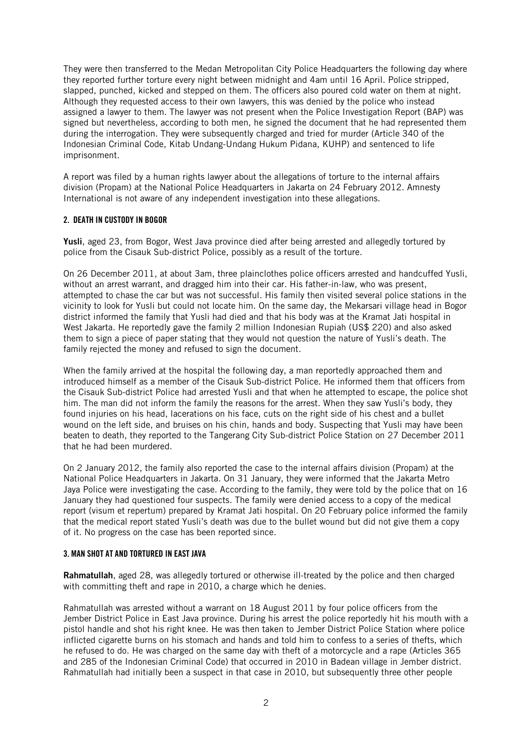They were then transferred to the Medan Metropolitan City Police Headquarters the following day where they reported further torture every night between midnight and 4am until 16 April. Police stripped, slapped, punched, kicked and stepped on them. The officers also poured cold water on them at night. Although they requested access to their own lawyers, this was denied by the police who instead assigned a lawyer to them. The lawyer was not present when the Police Investigation Report (BAP) was signed but nevertheless, according to both men, he signed the document that he had represented them during the interrogation. They were subsequently charged and tried for murder (Article 340 of the Indonesian Criminal Code, Kitab Undang-Undang Hukum Pidana, KUHP) and sentenced to life imprisonment.

A report was filed by a human rights lawyer about the allegations of torture to the internal affairs division (Propam) at the National Police Headquarters in Jakarta on 24 February 2012. Amnesty International is not aware of any independent investigation into these allegations.

### 2. DEATH IN CUSTODY IN BOGOR

**Yusli**, aged 23, from Bogor, West Java province died after being arrested and allegedly tortured by police from the Cisauk Sub-district Police, possibly as a result of the torture.

On 26 December 2011, at about 3am, three plainclothes police officers arrested and handcuffed Yusli, without an arrest warrant, and dragged him into their car. His father-in-law, who was present, attempted to chase the car but was not successful. His family then visited several police stations in the vicinity to look for Yusli but could not locate him. On the same day, the Mekarsari village head in Bogor district informed the family that Yusli had died and that his body was at the Kramat Jati hospital in West Jakarta. He reportedly gave the family 2 million Indonesian Rupiah (US$ 220) and also asked them to sign a piece of paper stating that they would not question the nature of Yusli's death. The family rejected the money and refused to sign the document.

When the family arrived at the hospital the following day, a man reportedly approached them and introduced himself as a member of the Cisauk Sub-district Police. He informed them that officers from the Cisauk Sub-district Police had arrested Yusli and that when he attempted to escape, the police shot him. The man did not inform the family the reasons for the arrest. When they saw Yusli's body, they found injuries on his head, lacerations on his face, cuts on the right side of his chest and a bullet wound on the left side, and bruises on his chin, hands and body. Suspecting that Yusli may have been beaten to death, they reported to the Tangerang City Sub-district Police Station on 27 December 2011 that he had been murdered.

On 2 January 2012, the family also reported the case to the internal affairs division (Propam) at the National Police Headquarters in Jakarta. On 31 January, they were informed that the Jakarta Metro Jaya Police were investigating the case. According to the family, they were told by the police that on 16 January they had questioned four suspects. The family were denied access to a copy of the medical report (visum et repertum) prepared by Kramat Jati hospital. On 20 February police informed the family that the medical report stated Yusli's death was due to the bullet wound but did not give them a copy of it. No progress on the case has been reported since.

### 3. MAN SHOT AT AND TORTURED IN EAST JAVA

**Rahmatullah**, aged 28, was allegedly tortured or otherwise ill-treated by the police and then charged with committing theft and rape in 2010, a charge which he denies.

Rahmatullah was arrested without a warrant on 18 August 2011 by four police officers from the Jember District Police in East Java province. During his arrest the police reportedly hit his mouth with a pistol handle and shot his right knee. He was then taken to Jember District Police Station where police inflicted cigarette burns on his stomach and hands and told him to confess to a series of thefts, which he refused to do. He was charged on the same day with theft of a motorcycle and a rape (Articles 365 and 285 of the Indonesian Criminal Code) that occurred in 2010 in Badean village in Jember district. Rahmatullah had initially been a suspect in that case in 2010, but subsequently three other people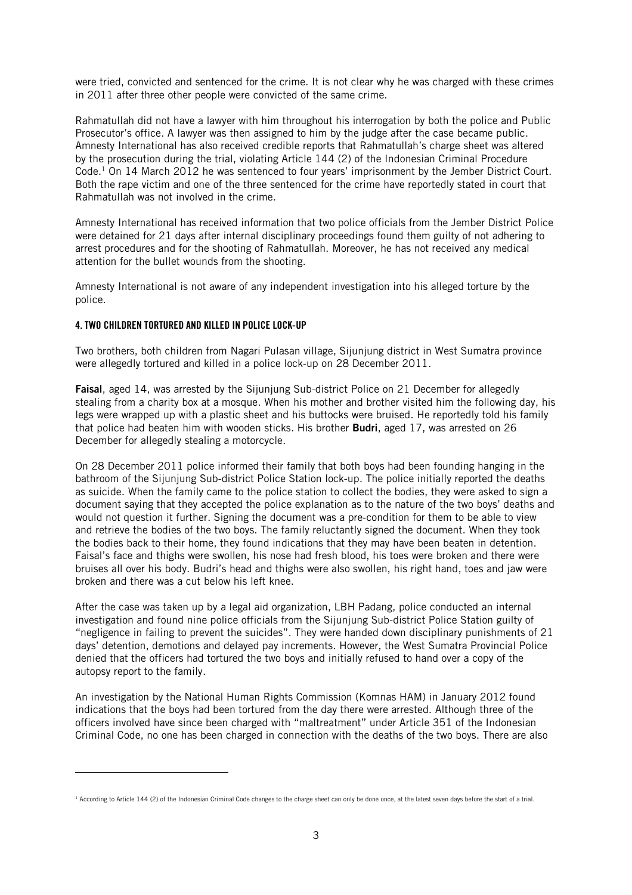were tried, convicted and sentenced for the crime. It is not clear why he was charged with these crimes in 2011 after three other people were convicted of the same crime.

Rahmatullah did not have a lawyer with him throughout his interrogation by both the police and Public Prosecutor's office. A lawyer was then assigned to him by the judge after the case became public. Amnesty International has also received credible reports that Rahmatullah's charge sheet was altered by the prosecution during the trial, violating Article 144 (2) of the Indonesian Criminal Procedure Code.[1] On 14 March 2012 he was sentenced to four years' imprisonment by the Jember District Court. Both the rape victim and one of the three sentenced for the crime have reportedly stated in court that Rahmatullah was not involved in the crime.

Amnesty International has received information that two police officials from the Jember District Police were detained for 21 days after internal disciplinary proceedings found them guilty of not adhering to arrest procedures and for the shooting of Rahmatullah. Moreover, he has not received any medical attention for the bullet wounds from the shooting.

Amnesty International is not aware of any independent investigation into his alleged torture by the police.

#### 4. TWO CHILDREN TORTURED AND KILLED IN POLICE LOCK-UP

Two brothers, both children from Nagari Pulasan village, Sijunjung district in West Sumatra province were allegedly tortured and killed in a police lock-up on 28 December 2011.

**Faisal**, aged 14, was arrested by the Sijunjung Sub-district Police on 21 December for allegedly stealing from a charity box at a mosque. When his mother and brother visited him the following day, his legs were wrapped up with a plastic sheet and his buttocks were bruised. He reportedly told his family that police had beaten him with wooden sticks. His brother **Budri**, aged 17, was arrested on 26 December for allegedly stealing a motorcycle.

On 28 December 2011 police informed their family that both boys had been founding hanging in the bathroom of the Sijunjung Sub-district Police Station lock-up. The police initially reported the deaths as suicide. When the family came to the police station to collect the bodies, they were asked to sign a document saying that they accepted the police explanation as to the nature of the two boys' deaths and would not question it further. Signing the document was a pre-condition for them to be able to view and retrieve the bodies of the two boys. The family reluctantly signed the document. When they took the bodies back to their home, they found indications that they may have been beaten in detention. Faisal's face and thighs were swollen, his nose had fresh blood, his toes were broken and there were bruises all over his body. Budri's head and thighs were also swollen, his right hand, toes and jaw were broken and there was a cut below his left knee.

After the case was taken up by a legal aid organization, LBH Padang, police conducted an internal investigation and found nine police officials from the Sijunjung Sub-district Police Station guilty of "negligence in failing to prevent the suicides". They were handed down disciplinary punishments of 21 days' detention, demotions and delayed pay increments. However, the West Sumatra Provincial Police denied that the officers had tortured the two boys and initially refused to hand over a copy of the autopsy report to the family.

An investigation by the National Human Rights Commission (Komnas HAM) in January 2012 found indications that the boys had been tortured from the day there were arrested. Although three of the officers involved have since been charged with "maltreatment" under Article 351 of the Indonesian Criminal Code, no one has been charged in connection with the deaths of the two boys. There are also

---

[1] According to Article 144 (2) of the Indonesian Criminal Code changes to the charge sheet can only be done once, at the latest seven days before the start of a trial.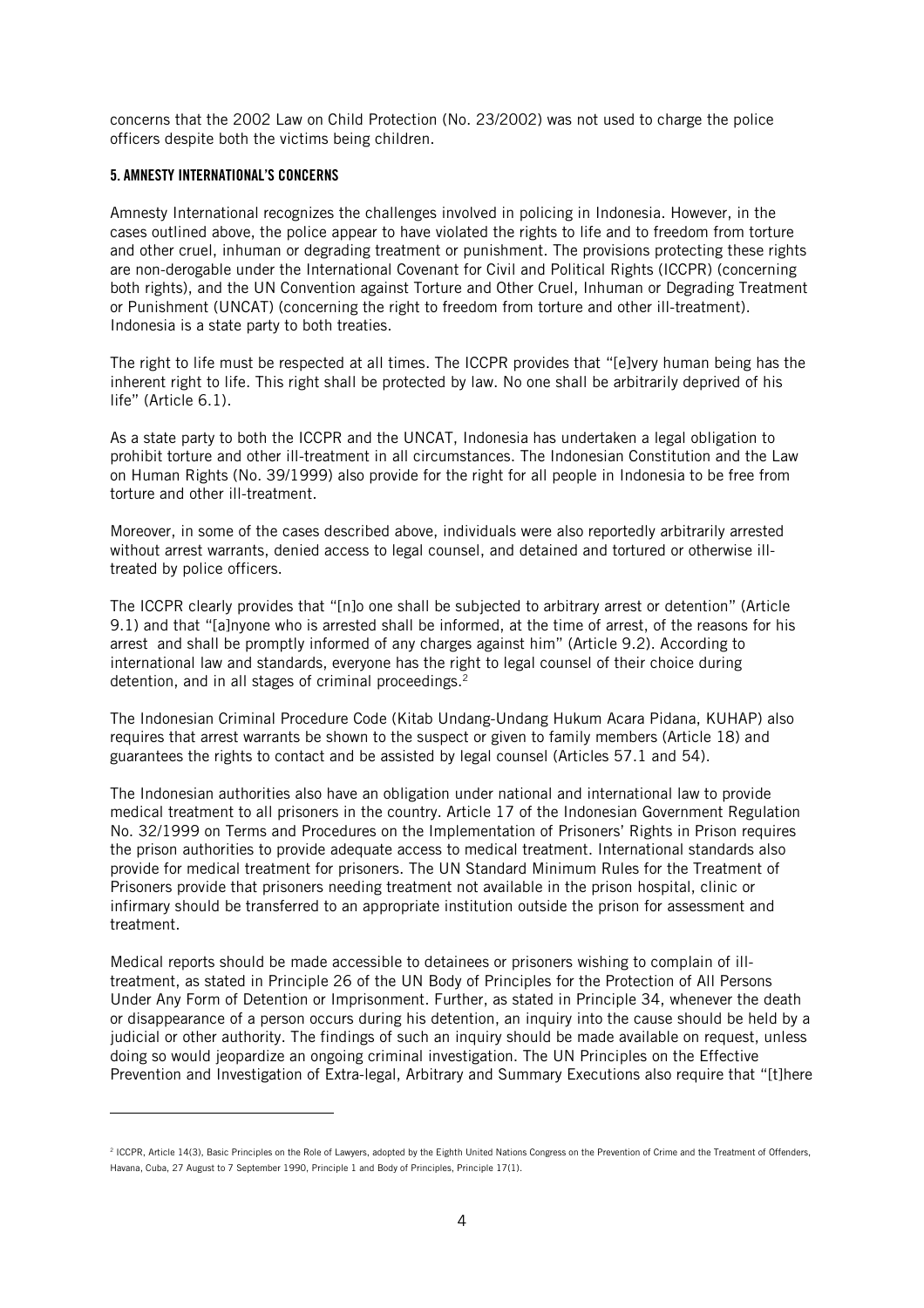concerns that the 2002 Law on Child Protection (No. 23/2002) was not used to charge the police officers despite both the victims being children.

### 5. AMNESTY INTERNATIONAL'S CONCERNS

Amnesty International recognizes the challenges involved in policing in Indonesia. However, in the cases outlined above, the police appear to have violated the rights to life and to freedom from torture and other cruel, inhuman or degrading treatment or punishment. The provisions protecting these rights are non-derogable under the International Covenant for Civil and Political Rights (ICCPR) (concerning both rights), and the UN Convention against Torture and Other Cruel, Inhuman or Degrading Treatment or Punishment (UNCAT) (concerning the right to freedom from torture and other ill-treatment). Indonesia is a state party to both treaties.

The right to life must be respected at all times. The ICCPR provides that "[e]very human being has the inherent right to life. This right shall be protected by law. No one shall be arbitrarily deprived of his life" (Article 6.1).

As a state party to both the ICCPR and the UNCAT, Indonesia has undertaken a legal obligation to prohibit torture and other ill-treatment in all circumstances. The Indonesian Constitution and the Law on Human Rights (No. 39/1999) also provide for the right for all people in Indonesia to be free from torture and other ill-treatment.

Moreover, in some of the cases described above, individuals were also reportedly arbitrarily arrested without arrest warrants, denied access to legal counsel, and detained and tortured or otherwise ill-treated by police officers.

The ICCPR clearly provides that "[n]o one shall be subjected to arbitrary arrest or detention" (Article 9.1) and that "[a]nyone who is arrested shall be informed, at the time of arrest, of the reasons for his arrest and shall be promptly informed of any charges against him" (Article 9.2). According to international law and standards, everyone has the right to legal counsel of their choice during detention, and in all stages of criminal proceedings.[2]

The Indonesian Criminal Procedure Code (Kitab Undang-Undang Hukum Acara Pidana, KUHAP) also requires that arrest warrants be shown to the suspect or given to family members (Article 18) and guarantees the rights to contact and be assisted by legal counsel (Articles 57.1 and 54).

The Indonesian authorities also have an obligation under national and international law to provide medical treatment to all prisoners in the country. Article 17 of the Indonesian Government Regulation No. 32/1999 on Terms and Procedures on the Implementation of Prisoners' Rights in Prison requires the prison authorities to provide adequate access to medical treatment. International standards also provide for medical treatment for prisoners. The UN Standard Minimum Rules for the Treatment of Prisoners provide that prisoners needing treatment not available in the prison hospital, clinic or infirmary should be transferred to an appropriate institution outside the prison for assessment and treatment.

Medical reports should be made accessible to detainees or prisoners wishing to complain of ill-treatment, as stated in Principle 26 of the UN Body of Principles for the Protection of All Persons Under Any Form of Detention or Imprisonment. Further, as stated in Principle 34, whenever the death or disappearance of a person occurs during his detention, an inquiry into the cause should be held by a judicial or other authority. The findings of such an inquiry should be made available on request, unless doing so would jeopardize an ongoing criminal investigation. The UN Principles on the Effective Prevention and Investigation of Extra-legal, Arbitrary and Summary Executions also require that "[t]here

---

[2] ICCPR, Article 14(3), Basic Principles on the Role of Lawyers, adopted by the Eighth United Nations Congress on the Prevention of Crime and the Treatment of Offenders, Havana, Cuba, 27 August to 7 September 1990, Principle 1 and Body of Principles, Principle 17(1).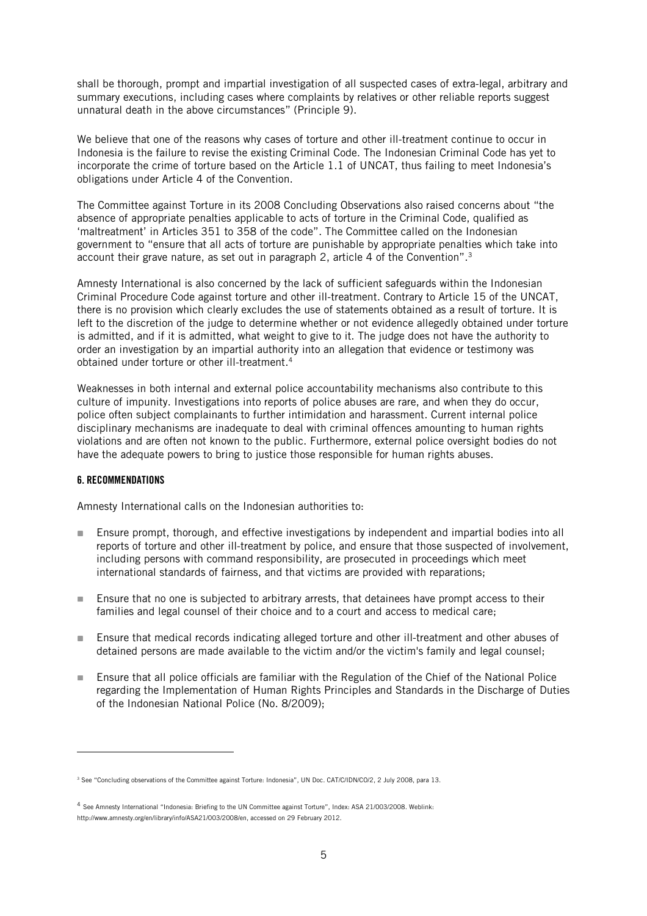shall be thorough, prompt and impartial investigation of all suspected cases of extra-legal, arbitrary and summary executions, including cases where complaints by relatives or other reliable reports suggest unnatural death in the above circumstances" (Principle 9).

We believe that one of the reasons why cases of torture and other ill-treatment continue to occur in Indonesia is the failure to revise the existing Criminal Code. The Indonesian Criminal Code has yet to incorporate the crime of torture based on the Article 1.1 of UNCAT, thus failing to meet Indonesia's obligations under Article 4 of the Convention.

The Committee against Torture in its 2008 Concluding Observations also raised concerns about "the absence of appropriate penalties applicable to acts of torture in the Criminal Code, qualified as 'maltreatment' in Articles 351 to 358 of the code". The Committee called on the Indonesian government to "ensure that all acts of torture are punishable by appropriate penalties which take into account their grave nature, as set out in paragraph 2, article 4 of the Convention".[3]

Amnesty International is also concerned by the lack of sufficient safeguards within the Indonesian Criminal Procedure Code against torture and other ill-treatment. Contrary to Article 15 of the UNCAT, there is no provision which clearly excludes the use of statements obtained as a result of torture. It is left to the discretion of the judge to determine whether or not evidence allegedly obtained under torture is admitted, and if it is admitted, what weight to give to it. The judge does not have the authority to order an investigation by an impartial authority into an allegation that evidence or testimony was obtained under torture or other ill-treatment.[4]

Weaknesses in both internal and external police accountability mechanisms also contribute to this culture of impunity. Investigations into reports of police abuses are rare, and when they do occur, police often subject complainants to further intimidation and harassment. Current internal police disciplinary mechanisms are inadequate to deal with criminal offences amounting to human rights violations and are often not known to the public. Furthermore, external police oversight bodies do not have the adequate powers to bring to justice those responsible for human rights abuses.

## 6. RECOMMENDATIONS

Amnesty International calls on the Indonesian authorities to:

- Ensure prompt, thorough, and effective investigations by independent and impartial bodies into all reports of torture and other ill-treatment by police, and ensure that those suspected of involvement, including persons with command responsibility, are prosecuted in proceedings which meet international standards of fairness, and that victims are provided with reparations;
- Ensure that no one is subjected to arbitrary arrests, that detainees have prompt access to their families and legal counsel of their choice and to a court and access to medical care;
- Ensure that medical records indicating alleged torture and other ill-treatment and other abuses of detained persons are made available to the victim and/or the victim's family and legal counsel;
- Ensure that all police officials are familiar with the Regulation of the Chief of the National Police regarding the Implementation of Human Rights Principles and Standards in the Discharge of Duties of the Indonesian National Police (No. 8/2009);

---

[3] See "Concluding observations of the Committee against Torture: Indonesia", UN Doc. CAT/C/IDN/CO/2, 2 July 2008, para 13.

[4] See Amnesty International "Indonesia: Briefing to the UN Committee against Torture", Index: ASA 21/003/2008. Weblink: http://www.amnesty.org/en/library/info/ASA21/003/2008/en, accessed on 29 February 2012.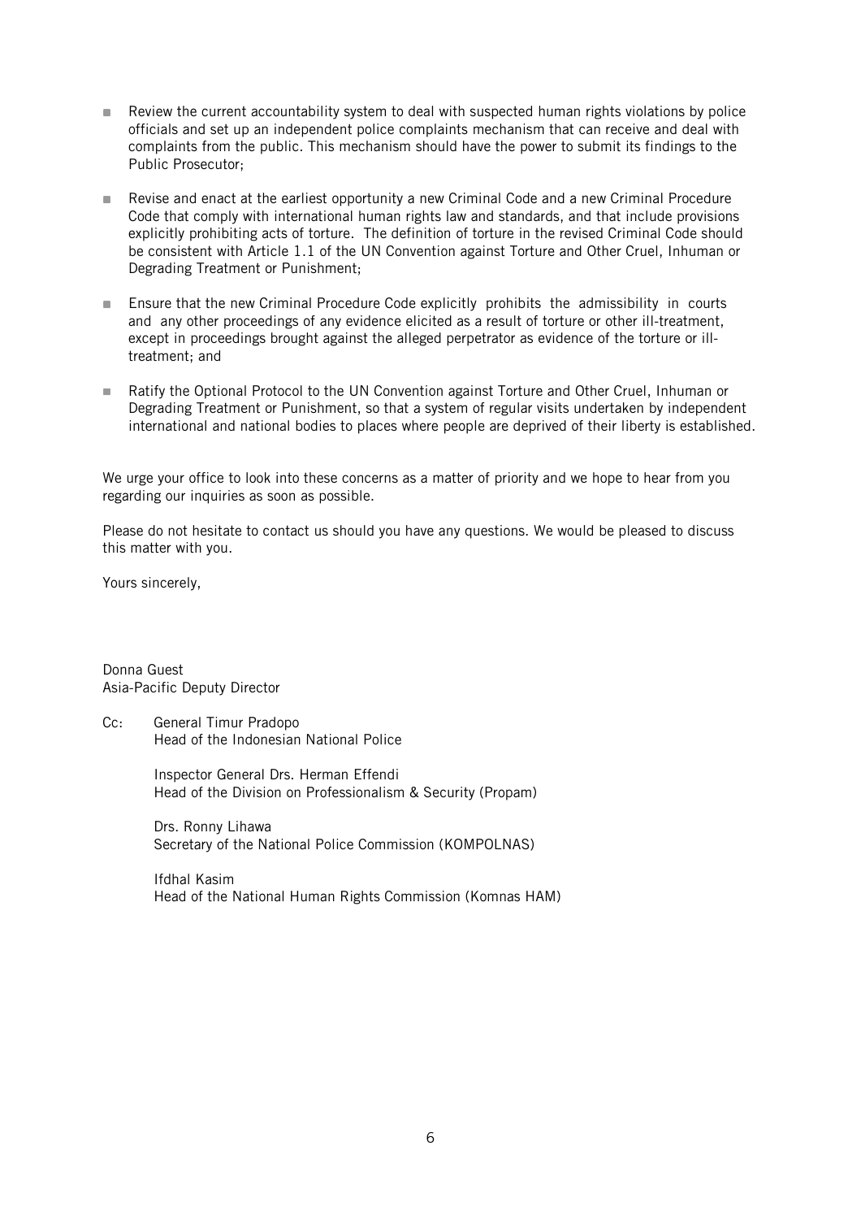- Review the current accountability system to deal with suspected human rights violations by police officials and set up an independent police complaints mechanism that can receive and deal with complaints from the public. This mechanism should have the power to submit its findings to the Public Prosecutor;
- Revise and enact at the earliest opportunity a new Criminal Code and a new Criminal Procedure Code that comply with international human rights law and standards, and that include provisions explicitly prohibiting acts of torture. The definition of torture in the revised Criminal Code should be consistent with Article 1.1 of the UN Convention against Torture and Other Cruel, Inhuman or Degrading Treatment or Punishment;
- Ensure that the new Criminal Procedure Code explicitly prohibits the admissibility in courts and any other proceedings of any evidence elicited as a result of torture or other ill-treatment, except in proceedings brought against the alleged perpetrator as evidence of the torture or ill-treatment; and
- Ratify the Optional Protocol to the UN Convention against Torture and Other Cruel, Inhuman or Degrading Treatment or Punishment, so that a system of regular visits undertaken by independent international and national bodies to places where people are deprived of their liberty is established.

We urge your office to look into these concerns as a matter of priority and we hope to hear from you regarding our inquiries as soon as possible.

Please do not hesitate to contact us should you have any questions. We would be pleased to discuss this matter with you.

Yours sincerely,

Donna Guest
Asia-Pacific Deputy Director

Cc: General Timur Pradopo
Head of the Indonesian National Police

Inspector General Drs. Herman Effendi
Head of the Division on Professionalism & Security (Propam)

Drs. Ronny Lihawa
Secretary of the National Police Commission (KOMPOLNAS)

Ifdhal Kasim
Head of the National Human Rights Commission (Komnas HAM)